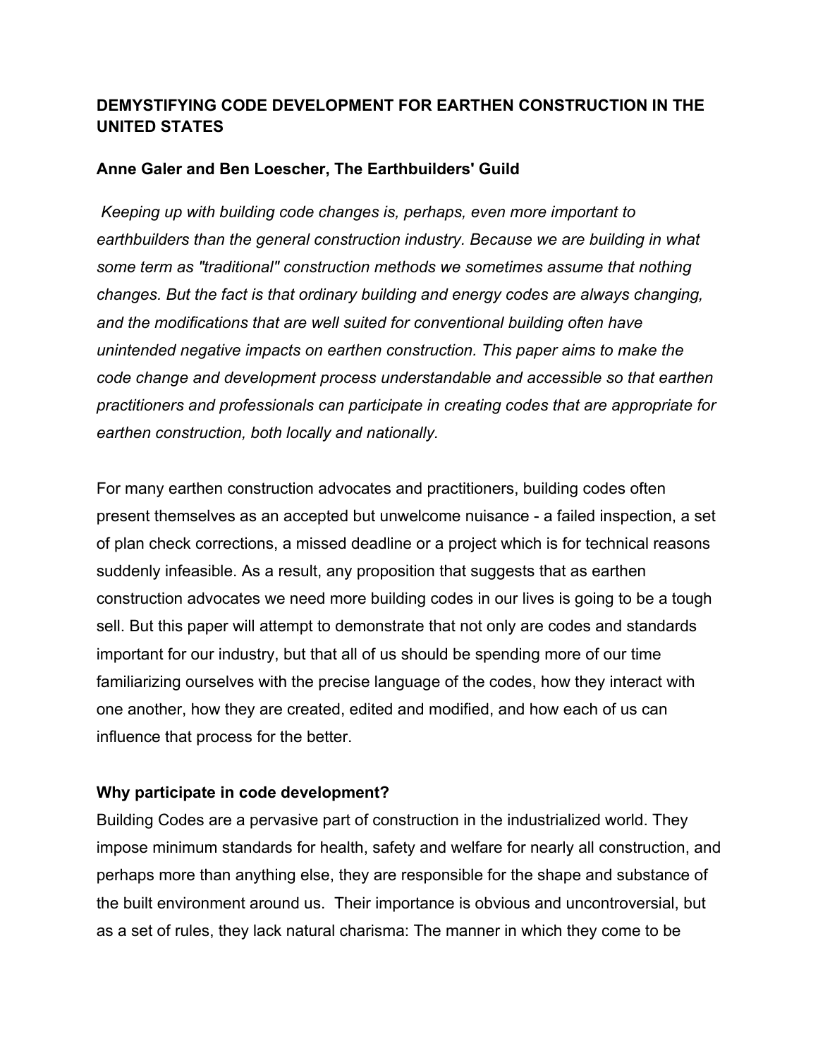# DEMYSTIFYING CODE DEVELOPMENT FOR EARTHEN CONSTRUCTION IN THE UNITED STATES

**Anne Galer and Ben Loescher, The Earthbuilders' Guild**

*Keeping up with building code changes is, perhaps, even more important to earthbuilders than the general construction industry. Because we are building in what some term as "traditional" construction methods we sometimes assume that nothing changes. But the fact is that ordinary building and energy codes are always changing, and the modifications that are well suited for conventional building often have unintended negative impacts on earthen construction. This paper aims to make the code change and development process understandable and accessible so that earthen practitioners and professionals can participate in creating codes that are appropriate for earthen construction, both locally and nationally.*

For many earthen construction advocates and practitioners, building codes often present themselves as an accepted but unwelcome nuisance - a failed inspection, a set of plan check corrections, a missed deadline or a project which is for technical reasons suddenly infeasible. As a result, any proposition that suggests that as earthen construction advocates we need more building codes in our lives is going to be a tough sell. But this paper will attempt to demonstrate that not only are codes and standards important for our industry, but that all of us should be spending more of our time familiarizing ourselves with the precise language of the codes, how they interact with one another, how they are created, edited and modified, and how each of us can influence that process for the better.

## Why participate in code development?

Building Codes are a pervasive part of construction in the industrialized world. They impose minimum standards for health, safety and welfare for nearly all construction, and perhaps more than anything else, they are responsible for the shape and substance of the built environment around us. Their importance is obvious and uncontroversial, but as a set of rules, they lack natural charisma: The manner in which they come to be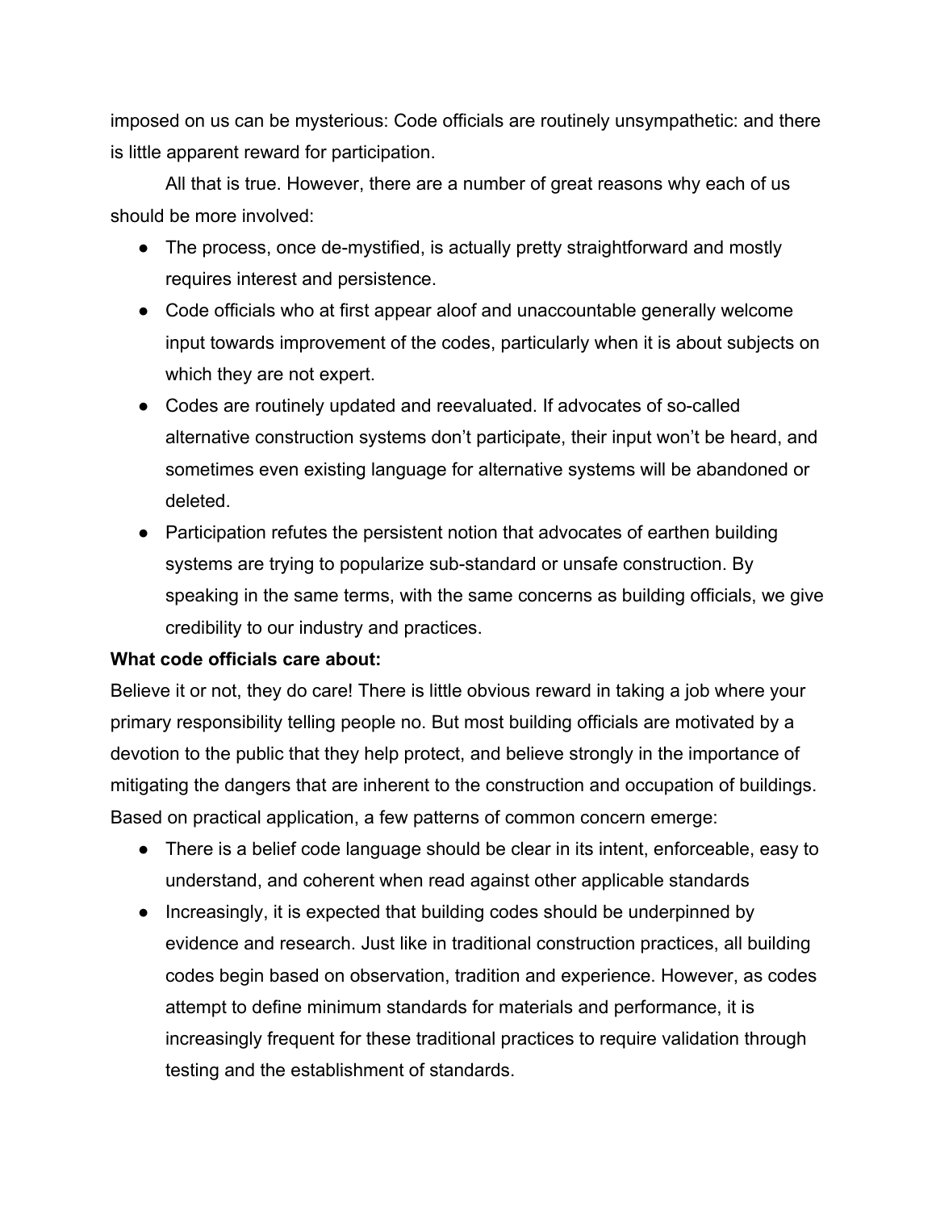imposed on us can be mysterious: Code officials are routinely unsympathetic: and there is little apparent reward for participation.

All that is true. However, there are a number of great reasons why each of us should be more involved:

- The process, once de-mystified, is actually pretty straightforward and mostly requires interest and persistence.
- Code officials who at first appear aloof and unaccountable generally welcome input towards improvement of the codes, particularly when it is about subjects on which they are not expert.
- Codes are routinely updated and reevaluated. If advocates of so-called alternative construction systems don't participate, their input won't be heard, and sometimes even existing language for alternative systems will be abandoned or deleted.
- Participation refutes the persistent notion that advocates of earthen building systems are trying to popularize sub-standard or unsafe construction. By speaking in the same terms, with the same concerns as building officials, we give credibility to our industry and practices.

**What code officials care about:**

Believe it or not, they do care! There is little obvious reward in taking a job where your primary responsibility telling people no. But most building officials are motivated by a devotion to the public that they help protect, and believe strongly in the importance of mitigating the dangers that are inherent to the construction and occupation of buildings. Based on practical application, a few patterns of common concern emerge:

- There is a belief code language should be clear in its intent, enforceable, easy to understand, and coherent when read against other applicable standards
- Increasingly, it is expected that building codes should be underpinned by evidence and research. Just like in traditional construction practices, all building codes begin based on observation, tradition and experience. However, as codes attempt to define minimum standards for materials and performance, it is increasingly frequent for these traditional practices to require validation through testing and the establishment of standards.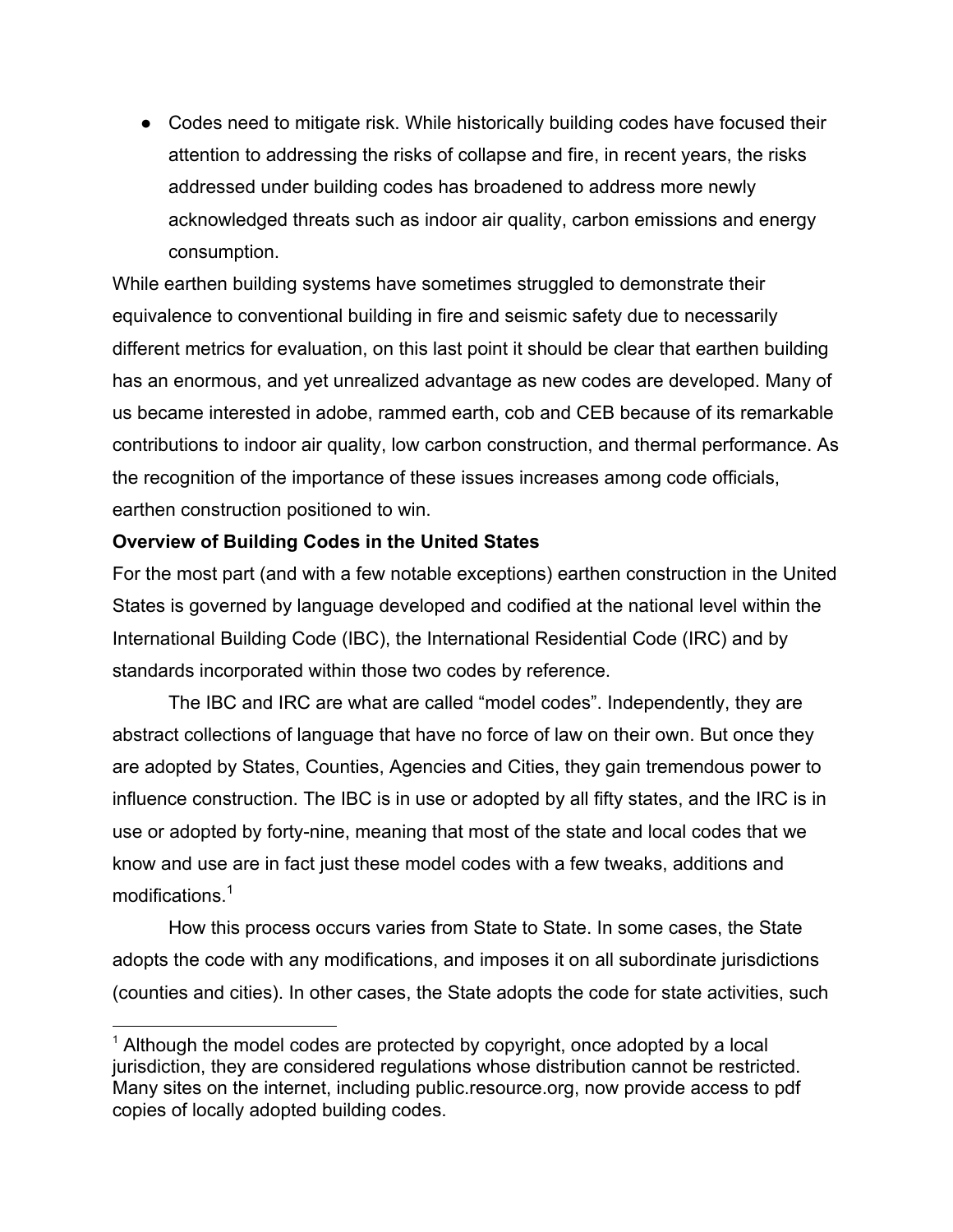- Codes need to mitigate risk. While historically building codes have focused their attention to addressing the risks of collapse and fire, in recent years, the risks addressed under building codes has broadened to address more newly acknowledged threats such as indoor air quality, carbon emissions and energy consumption.

While earthen building systems have sometimes struggled to demonstrate their equivalence to conventional building in fire and seismic safety due to necessarily different metrics for evaluation, on this last point it should be clear that earthen building has an enormous, and yet unrealized advantage as new codes are developed. Many of us became interested in adobe, rammed earth, cob and CEB because of its remarkable contributions to indoor air quality, low carbon construction, and thermal performance. As the recognition of the importance of these issues increases among code officials, earthen construction positioned to win.

**Overview of Building Codes in the United States**

For the most part (and with a few notable exceptions) earthen construction in the United States is governed by language developed and codified at the national level within the International Building Code (IBC), the International Residential Code (IRC) and by standards incorporated within those two codes by reference.

The IBC and IRC are what are called “model codes”. Independently, they are abstract collections of language that have no force of law on their own. But once they are adopted by States, Counties, Agencies and Cities, they gain tremendous power to influence construction. The IBC is in use or adopted by all fifty states, and the IRC is in use or adopted by forty-nine, meaning that most of the state and local codes that we know and use are in fact just these model codes with a few tweaks, additions and modifications.[1]

How this process occurs varies from State to State. In some cases, the State adopts the code with any modifications, and imposes it on all subordinate jurisdictions (counties and cities). In other cases, the State adopts the code for state activities, such

[1] Although the model codes are protected by copyright, once adopted by a local jurisdiction, they are considered regulations whose distribution cannot be restricted. Many sites on the internet, including public.resource.org, now provide access to pdf copies of locally adopted building codes.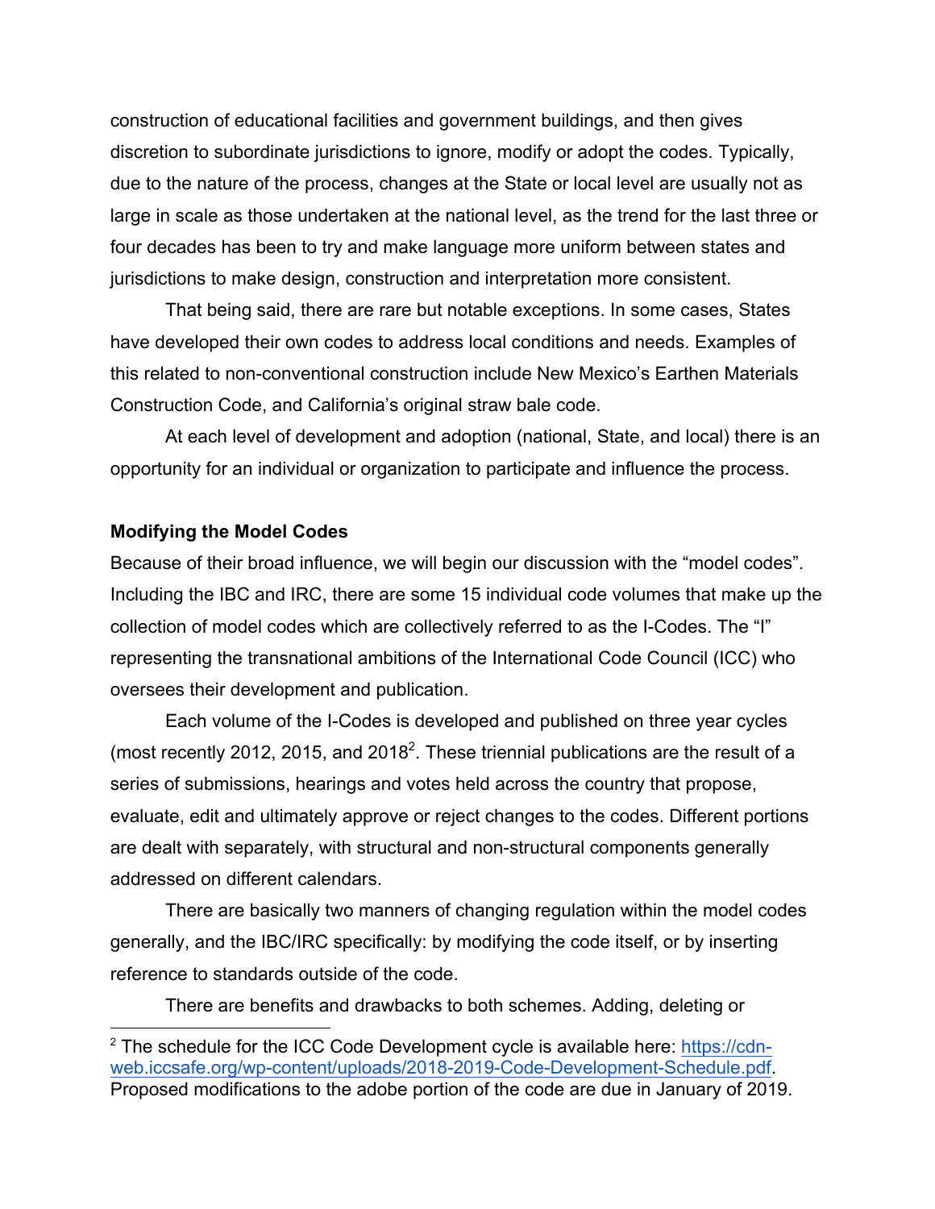construction of educational facilities and government buildings, and then gives discretion to subordinate jurisdictions to ignore, modify or adopt the codes. Typically, due to the nature of the process, changes at the State or local level are usually not as large in scale as those undertaken at the national level, as the trend for the last three or four decades has been to try and make language more uniform between states and jurisdictions to make design, construction and interpretation more consistent.

That being said, there are rare but notable exceptions. In some cases, States have developed their own codes to address local conditions and needs. Examples of this related to non-conventional construction include New Mexico's Earthen Materials Construction Code, and California's original straw bale code.

At each level of development and adoption (national, State, and local) there is an opportunity for an individual or organization to participate and influence the process.

**Modifying the Model Codes**

Because of their broad influence, we will begin our discussion with the "model codes". Including the IBC and IRC, there are some 15 individual code volumes that make up the collection of model codes which are collectively referred to as the I-Codes. The "I" representing the transnational ambitions of the International Code Council (ICC) who oversees their development and publication.

Each volume of the I-Codes is developed and published on three year cycles (most recently 2012, 2015, and 2018[2]. These triennial publications are the result of a series of submissions, hearings and votes held across the country that propose, evaluate, edit and ultimately approve or reject changes to the codes. Different portions are dealt with separately, with structural and non-structural components generally addressed on different calendars.

There are basically two manners of changing regulation within the model codes generally, and the IBC/IRC specifically: by modifying the code itself, or by inserting reference to standards outside of the code.

There are benefits and drawbacks to both schemes. Adding, deleting or

[2] The schedule for the ICC Code Development cycle is available here: https://cdn-web.iccsafe.org/wp-content/uploads/2018-2019-Code-Development-Schedule.pdf. Proposed modifications to the adobe portion of the code are due in January of 2019.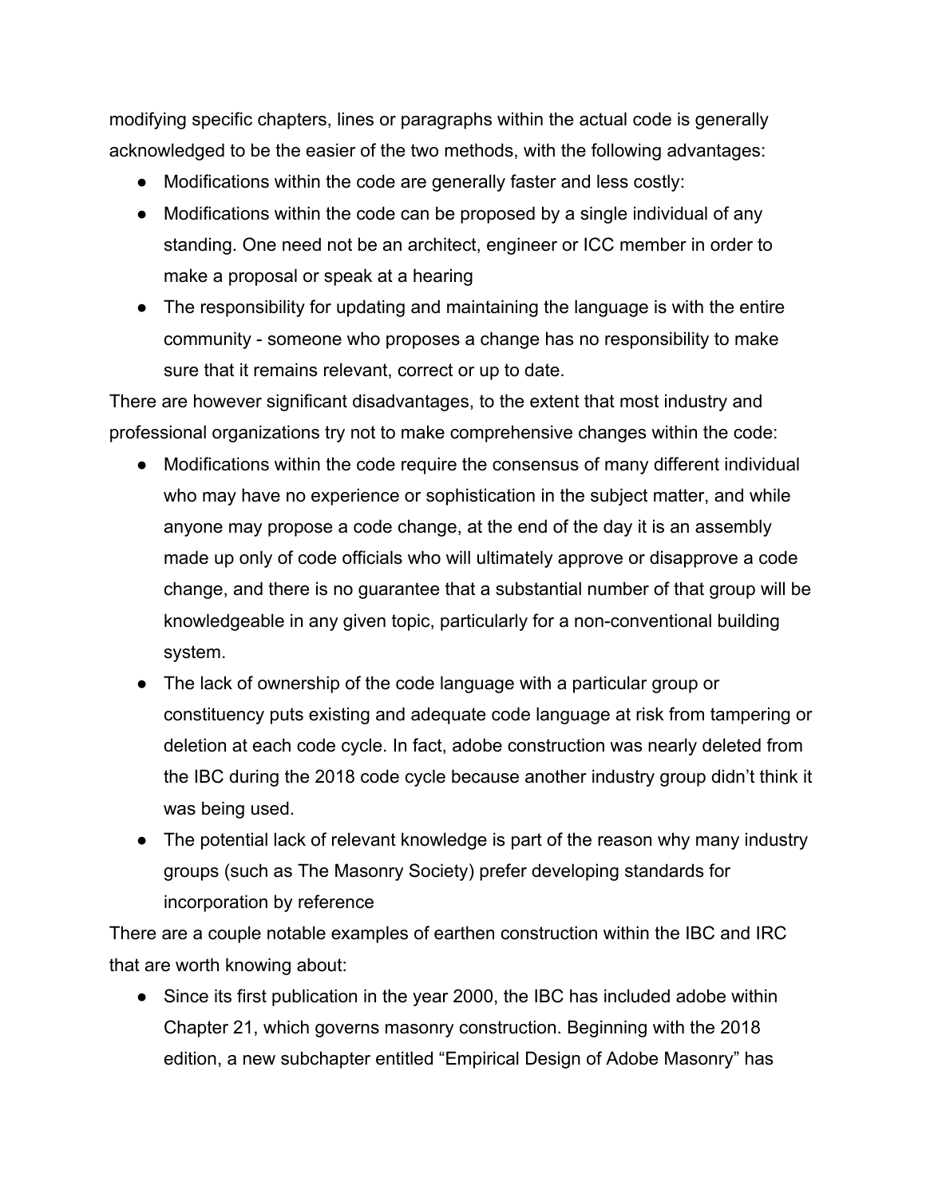modifying specific chapters, lines or paragraphs within the actual code is generally acknowledged to be the easier of the two methods, with the following advantages:

- Modifications within the code are generally faster and less costly:
- Modifications within the code can be proposed by a single individual of any standing. One need not be an architect, engineer or ICC member in order to make a proposal or speak at a hearing
- The responsibility for updating and maintaining the language is with the entire community - someone who proposes a change has no responsibility to make sure that it remains relevant, correct or up to date.

There are however significant disadvantages, to the extent that most industry and professional organizations try not to make comprehensive changes within the code:

- Modifications within the code require the consensus of many different individual who may have no experience or sophistication in the subject matter, and while anyone may propose a code change, at the end of the day it is an assembly made up only of code officials who will ultimately approve or disapprove a code change, and there is no guarantee that a substantial number of that group will be knowledgeable in any given topic, particularly for a non-conventional building system.
- The lack of ownership of the code language with a particular group or constituency puts existing and adequate code language at risk from tampering or deletion at each code cycle. In fact, adobe construction was nearly deleted from the IBC during the 2018 code cycle because another industry group didn't think it was being used.
- The potential lack of relevant knowledge is part of the reason why many industry groups (such as The Masonry Society) prefer developing standards for incorporation by reference

There are a couple notable examples of earthen construction within the IBC and IRC that are worth knowing about:

- Since its first publication in the year 2000, the IBC has included adobe within Chapter 21, which governs masonry construction. Beginning with the 2018 edition, a new subchapter entitled "Empirical Design of Adobe Masonry" has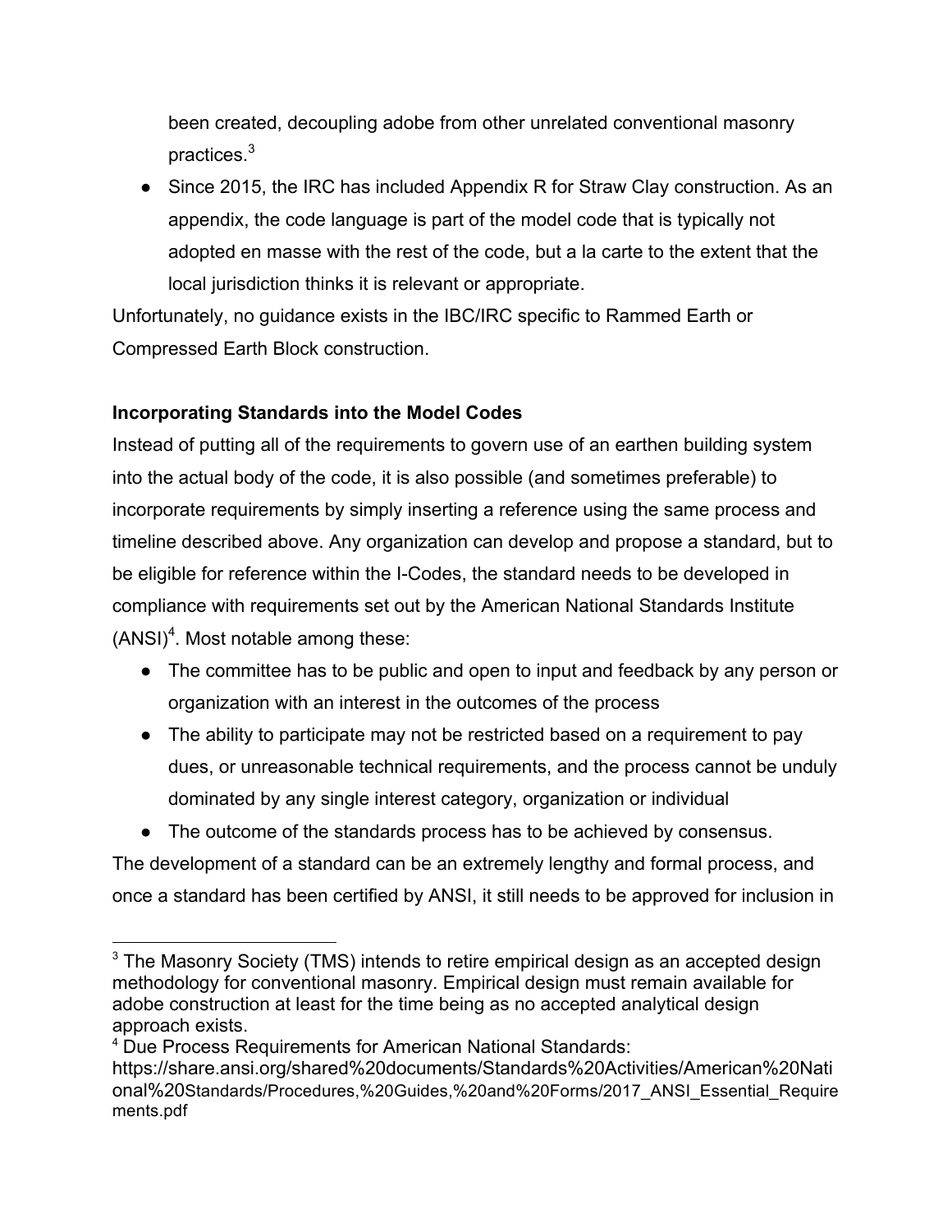been created, decoupling adobe from other unrelated conventional masonry practices.[3]

- Since 2015, the IRC has included Appendix R for Straw Clay construction. As an appendix, the code language is part of the model code that is typically not adopted en masse with the rest of the code, but a la carte to the extent that the local jurisdiction thinks it is relevant or appropriate.

Unfortunately, no guidance exists in the IBC/IRC specific to Rammed Earth or Compressed Earth Block construction.

**Incorporating Standards into the Model Codes**

Instead of putting all of the requirements to govern use of an earthen building system into the actual body of the code, it is also possible (and sometimes preferable) to incorporate requirements by simply inserting a reference using the same process and timeline described above. Any organization can develop and propose a standard, but to be eligible for reference within the I-Codes, the standard needs to be developed in compliance with requirements set out by the American National Standards Institute (ANSI)[4]. Most notable among these:

- The committee has to be public and open to input and feedback by any person or organization with an interest in the outcomes of the process
- The ability to participate may not be restricted based on a requirement to pay dues, or unreasonable technical requirements, and the process cannot be unduly dominated by any single interest category, organization or individual
- The outcome of the standards process has to be achieved by consensus.

The development of a standard can be an extremely lengthy and formal process, and once a standard has been certified by ANSI, it still needs to be approved for inclusion in

---

[3] The Masonry Society (TMS) intends to retire empirical design as an accepted design methodology for conventional masonry. Empirical design must remain available for adobe construction at least for the time being as no accepted analytical design approach exists.

[4] Due Process Requirements for American National Standards: https://share.ansi.org/shared%20documents/Standards%20Activities/American%20National%20Standards/Procedures,%20Guides,%20and%20Forms/2017_ANSI_Essential_Requirements.pdf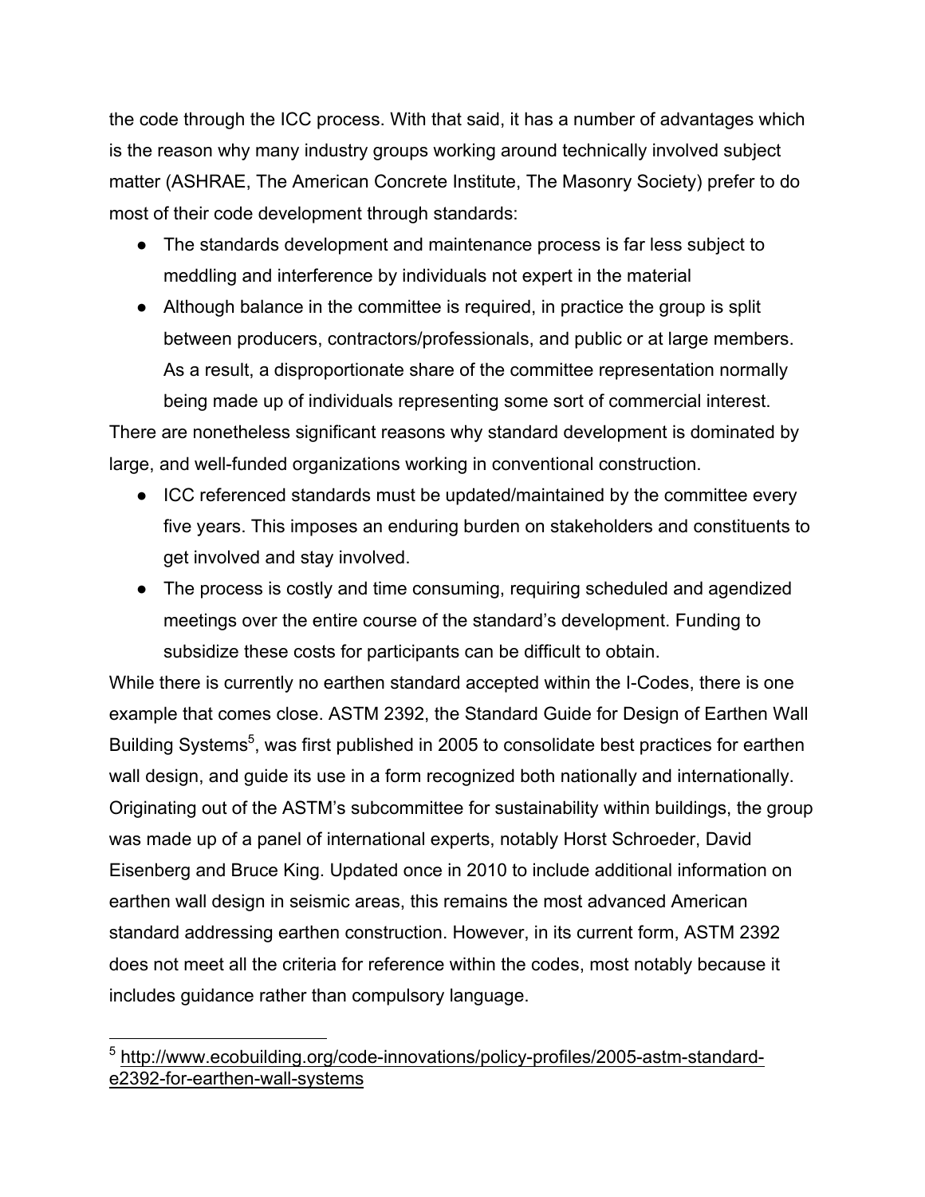the code through the ICC process. With that said, it has a number of advantages which is the reason why many industry groups working around technically involved subject matter (ASHRAE, The American Concrete Institute, The Masonry Society) prefer to do most of their code development through standards:

- The standards development and maintenance process is far less subject to meddling and interference by individuals not expert in the material
- Although balance in the committee is required, in practice the group is split between producers, contractors/professionals, and public or at large members. As a result, a disproportionate share of the committee representation normally being made up of individuals representing some sort of commercial interest.

There are nonetheless significant reasons why standard development is dominated by large, and well-funded organizations working in conventional construction.

- ICC referenced standards must be updated/maintained by the committee every five years. This imposes an enduring burden on stakeholders and constituents to get involved and stay involved.
- The process is costly and time consuming, requiring scheduled and agendized meetings over the entire course of the standard's development. Funding to subsidize these costs for participants can be difficult to obtain.

While there is currently no earthen standard accepted within the I-Codes, there is one example that comes close. ASTM 2392, the Standard Guide for Design of Earthen Wall Building Systems[5], was first published in 2005 to consolidate best practices for earthen wall design, and guide its use in a form recognized both nationally and internationally. Originating out of the ASTM's subcommittee for sustainability within buildings, the group was made up of a panel of international experts, notably Horst Schroeder, David Eisenberg and Bruce King. Updated once in 2010 to include additional information on earthen wall design in seismic areas, this remains the most advanced American standard addressing earthen construction. However, in its current form, ASTM 2392 does not meet all the criteria for reference within the codes, most notably because it includes guidance rather than compulsory language.

---

[5] http://www.ecobuilding.org/code-innovations/policy-profiles/2005-astm-standard-e2392-for-earthen-wall-systems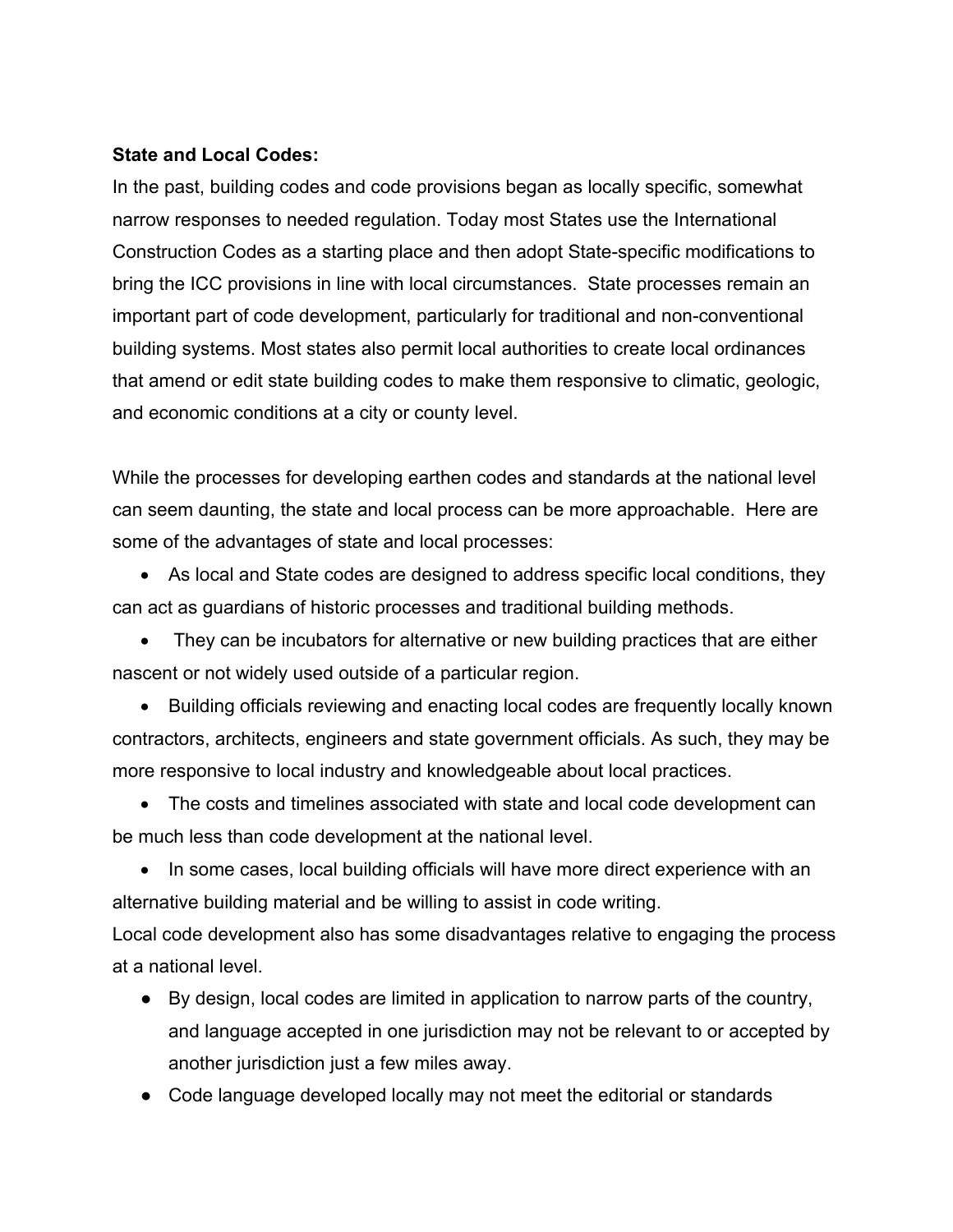**State and Local Codes:**

In the past, building codes and code provisions began as locally specific, somewhat narrow responses to needed regulation. Today most States use the International Construction Codes as a starting place and then adopt State-specific modifications to bring the ICC provisions in line with local circumstances. State processes remain an important part of code development, particularly for traditional and non-conventional building systems. Most states also permit local authorities to create local ordinances that amend or edit state building codes to make them responsive to climatic, geologic, and economic conditions at a city or county level.

While the processes for developing earthen codes and standards at the national level can seem daunting, the state and local process can be more approachable. Here are some of the advantages of state and local processes:

- As local and State codes are designed to address specific local conditions, they can act as guardians of historic processes and traditional building methods.
- They can be incubators for alternative or new building practices that are either nascent or not widely used outside of a particular region.
- Building officials reviewing and enacting local codes are frequently locally known contractors, architects, engineers and state government officials. As such, they may be more responsive to local industry and knowledgeable about local practices.
- The costs and timelines associated with state and local code development can be much less than code development at the national level.
- In some cases, local building officials will have more direct experience with an alternative building material and be willing to assist in code writing.

Local code development also has some disadvantages relative to engaging the process at a national level.

- By design, local codes are limited in application to narrow parts of the country, and language accepted in one jurisdiction may not be relevant to or accepted by another jurisdiction just a few miles away.
- Code language developed locally may not meet the editorial or standards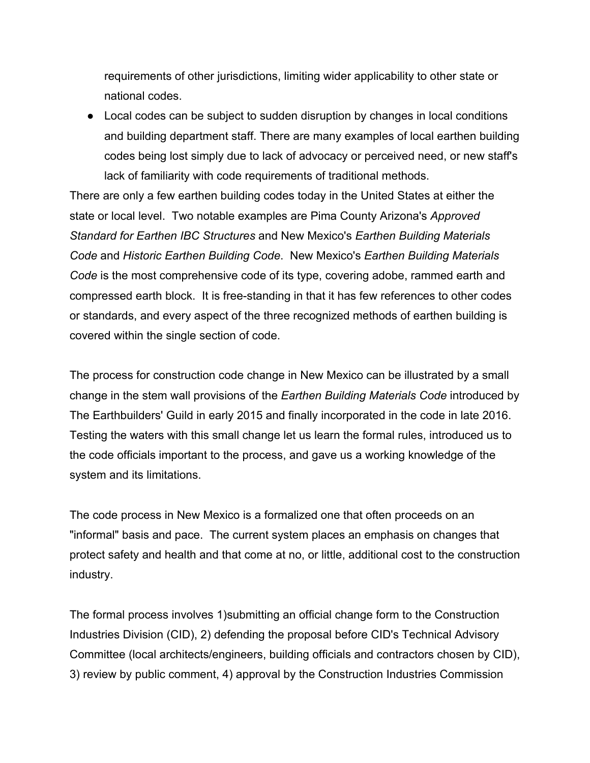requirements of other jurisdictions, limiting wider applicability to other state or national codes.

- Local codes can be subject to sudden disruption by changes in local conditions and building department staff. There are many examples of local earthen building codes being lost simply due to lack of advocacy or perceived need, or new staff's lack of familiarity with code requirements of traditional methods.

There are only a few earthen building codes today in the United States at either the state or local level. Two notable examples are Pima County Arizona's *Approved Standard for Earthen IBC Structures* and New Mexico's *Earthen Building Materials Code* and *Historic Earthen Building Code*. New Mexico's *Earthen Building Materials Code* is the most comprehensive code of its type, covering adobe, rammed earth and compressed earth block. It is free-standing in that it has few references to other codes or standards, and every aspect of the three recognized methods of earthen building is covered within the single section of code.

The process for construction code change in New Mexico can be illustrated by a small change in the stem wall provisions of the *Earthen Building Materials Code* introduced by The Earthbuilders' Guild in early 2015 and finally incorporated in the code in late 2016. Testing the waters with this small change let us learn the formal rules, introduced us to the code officials important to the process, and gave us a working knowledge of the system and its limitations.

The code process in New Mexico is a formalized one that often proceeds on an "informal" basis and pace. The current system places an emphasis on changes that protect safety and health and that come at no, or little, additional cost to the construction industry.

The formal process involves 1)submitting an official change form to the Construction Industries Division (CID), 2) defending the proposal before CID's Technical Advisory Committee (local architects/engineers, building officials and contractors chosen by CID), 3) review by public comment, 4) approval by the Construction Industries Commission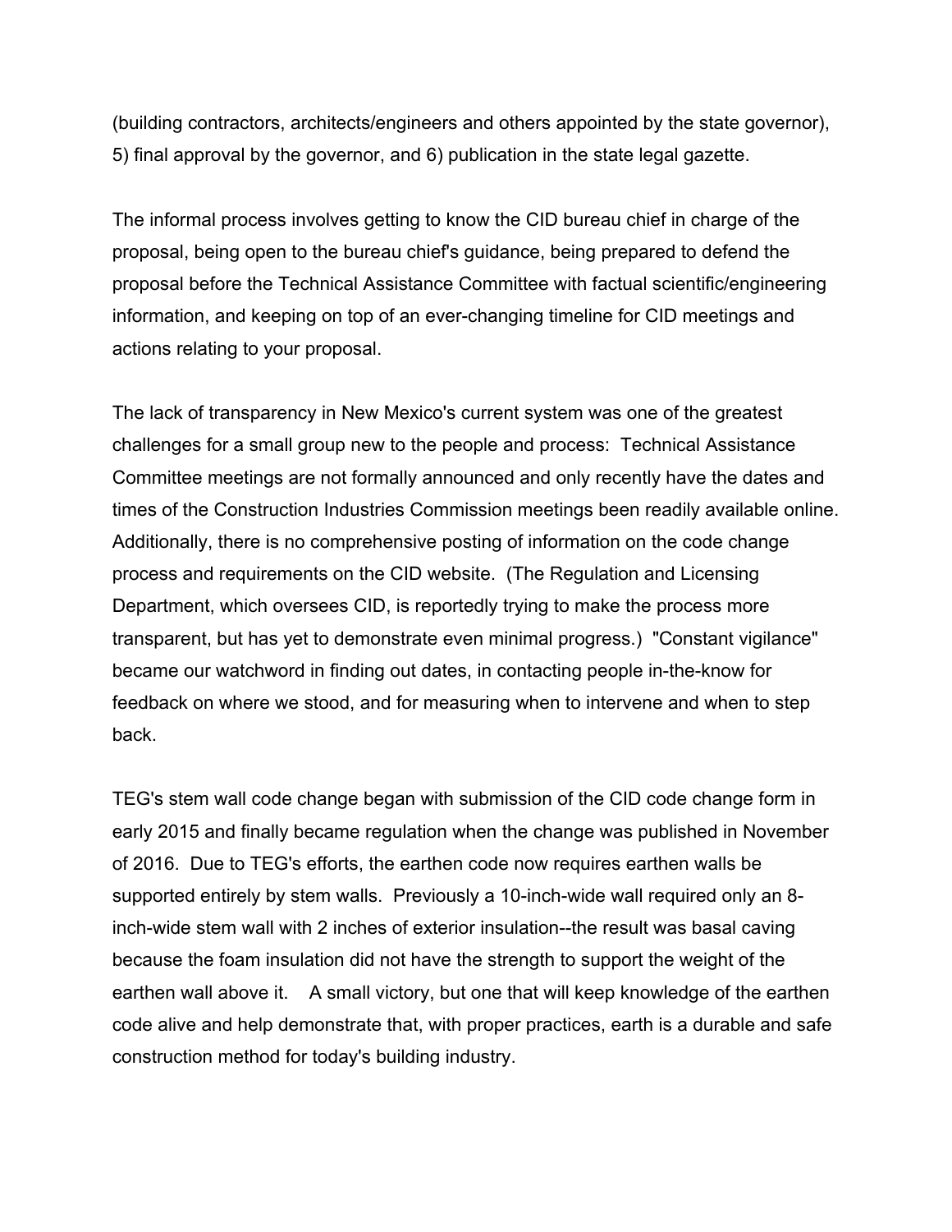(building contractors, architects/engineers and others appointed by the state governor), 5) final approval by the governor, and 6) publication in the state legal gazette.

The informal process involves getting to know the CID bureau chief in charge of the proposal, being open to the bureau chief's guidance, being prepared to defend the proposal before the Technical Assistance Committee with factual scientific/engineering information, and keeping on top of an ever-changing timeline for CID meetings and actions relating to your proposal.

The lack of transparency in New Mexico's current system was one of the greatest challenges for a small group new to the people and process: Technical Assistance Committee meetings are not formally announced and only recently have the dates and times of the Construction Industries Commission meetings been readily available online. Additionally, there is no comprehensive posting of information on the code change process and requirements on the CID website. (The Regulation and Licensing Department, which oversees CID, is reportedly trying to make the process more transparent, but has yet to demonstrate even minimal progress.) "Constant vigilance" became our watchword in finding out dates, in contacting people in-the-know for feedback on where we stood, and for measuring when to intervene and when to step back.

TEG's stem wall code change began with submission of the CID code change form in early 2015 and finally became regulation when the change was published in November of 2016. Due to TEG's efforts, the earthen code now requires earthen walls be supported entirely by stem walls. Previously a 10-inch-wide wall required only an 8-inch-wide stem wall with 2 inches of exterior insulation--the result was basal caving because the foam insulation did not have the strength to support the weight of the earthen wall above it. A small victory, but one that will keep knowledge of the earthen code alive and help demonstrate that, with proper practices, earth is a durable and safe construction method for today's building industry.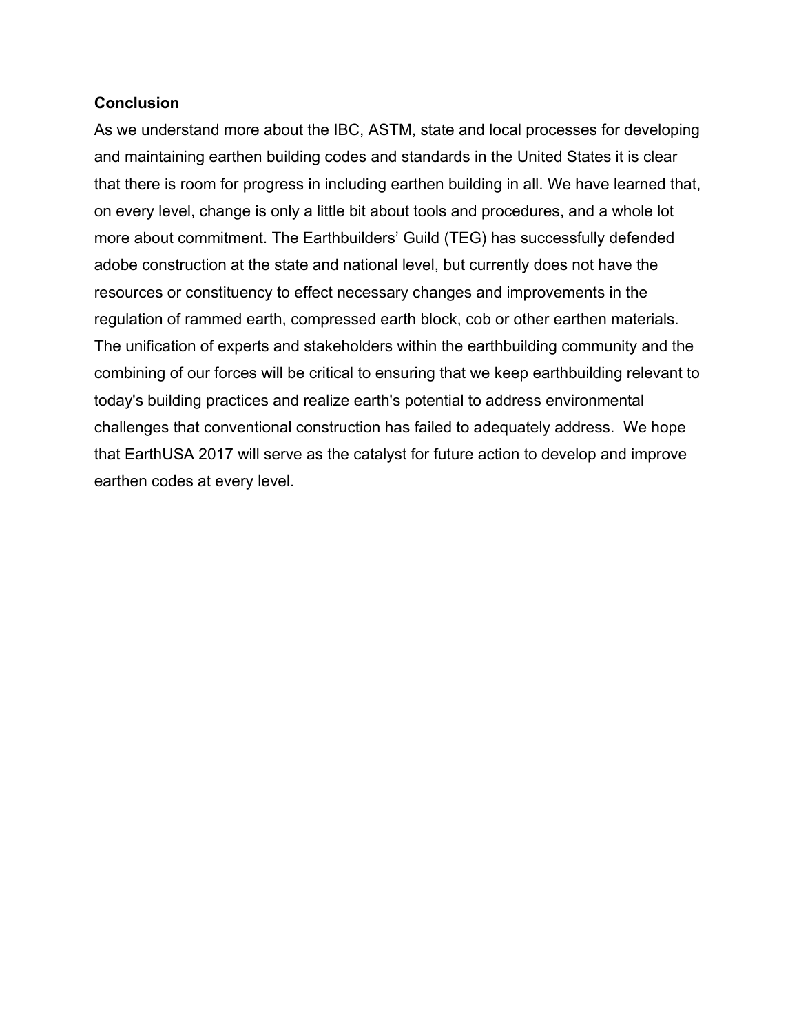## Conclusion

As we understand more about the IBC, ASTM, state and local processes for developing and maintaining earthen building codes and standards in the United States it is clear that there is room for progress in including earthen building in all. We have learned that, on every level, change is only a little bit about tools and procedures, and a whole lot more about commitment. The Earthbuilders' Guild (TEG) has successfully defended adobe construction at the state and national level, but currently does not have the resources or constituency to effect necessary changes and improvements in the regulation of rammed earth, compressed earth block, cob or other earthen materials. The unification of experts and stakeholders within the earthbuilding community and the combining of our forces will be critical to ensuring that we keep earthbuilding relevant to today's building practices and realize earth's potential to address environmental challenges that conventional construction has failed to adequately address. We hope that EarthUSA 2017 will serve as the catalyst for future action to develop and improve earthen codes at every level.